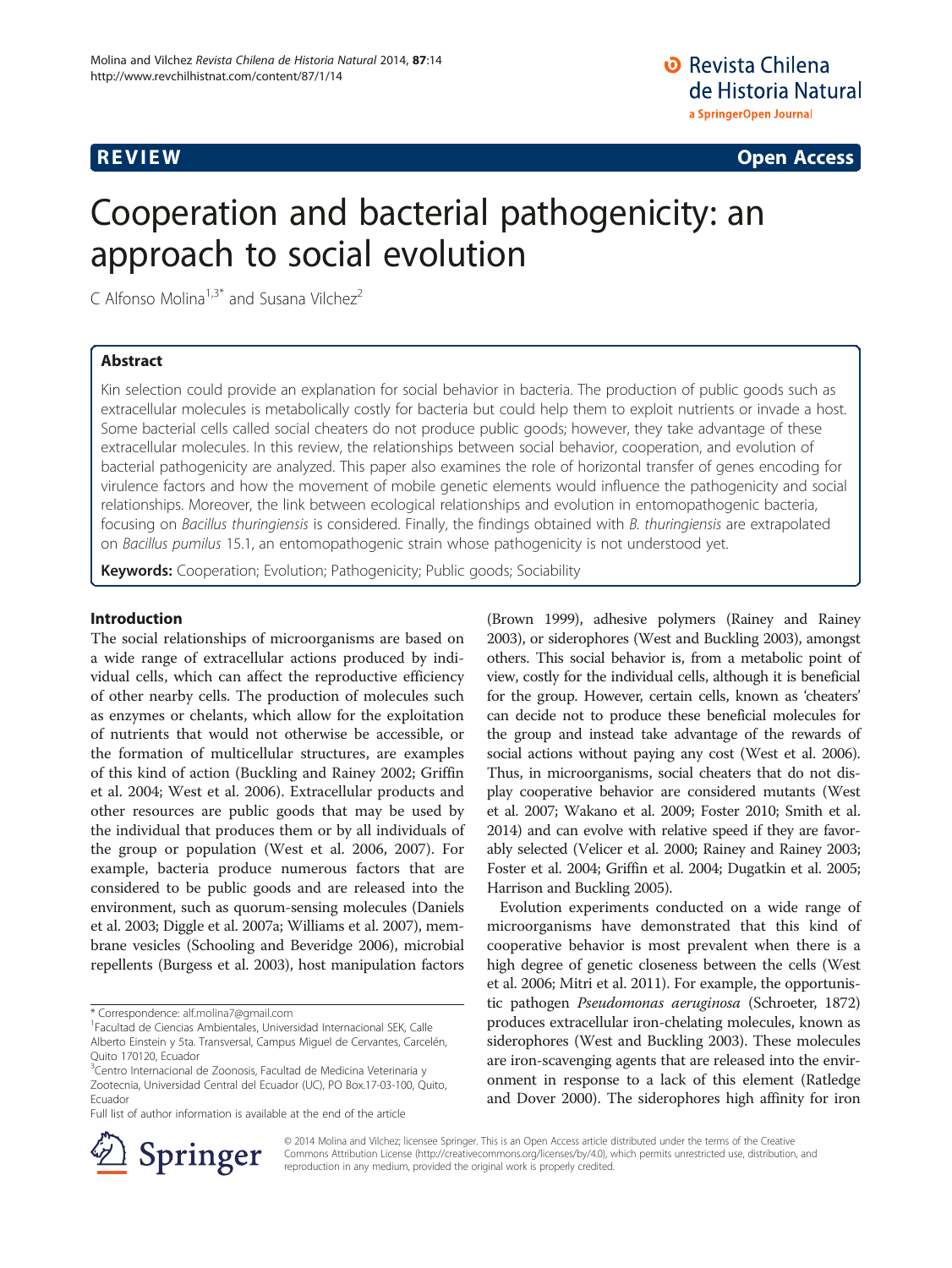**REVIEW** **Open Access**

# Cooperation and bacterial pathogenicity: an approach to social evolution

C Alfonso Molina[1,3*] and Susana Vilchez[2]

## Abstract

Kin selection could provide an explanation for social behavior in bacteria. The production of public goods such as extracellular molecules is metabolically costly for bacteria but could help them to exploit nutrients or invade a host. Some bacterial cells called social cheaters do not produce public goods; however, they take advantage of these extracellular molecules. In this review, the relationships between social behavior, cooperation, and evolution of bacterial pathogenicity are analyzed. This paper also examines the role of horizontal transfer of genes encoding for virulence factors and how the movement of mobile genetic elements would influence the pathogenicity and social relationships. Moreover, the link between ecological relationships and evolution in entomopathogenic bacteria, focusing on *Bacillus thuringiensis* is considered. Finally, the findings obtained with *B. thuringiensis* are extrapolated on *Bacillus pumilus* 15.1, an entomopathogenic strain whose pathogenicity is not understood yet.

**Keywords:** Cooperation; Evolution; Pathogenicity; Public goods; Sociability

## Introduction

The social relationships of microorganisms are based on a wide range of extracellular actions produced by individual cells, which can affect the reproductive efficiency of other nearby cells. The production of molecules such as enzymes or chelants, which allow for the exploitation of nutrients that would not otherwise be accessible, or the formation of multicellular structures, are examples of this kind of action (Buckling and Rainey 2002; Griffin et al. 2004; West et al. 2006). Extracellular products and other resources are public goods that may be used by the individual that produces them or by all individuals of the group or population (West et al. 2006, 2007). For example, bacteria produce numerous factors that are considered to be public goods and are released into the environment, such as quorum-sensing molecules (Daniels et al. 2003; Diggle et al. 2007a; Williams et al. 2007), membrane vesicles (Schooling and Beveridge 2006), microbial repellents (Burgess et al. 2003), host manipulation factors (Brown 1999), adhesive polymers (Rainey and Rainey 2003), or siderophores (West and Buckling 2003), amongst others. This social behavior is, from a metabolic point of view, costly for the individual cells, although it is beneficial for the group. However, certain cells, known as 'cheaters' can decide not to produce these beneficial molecules for the group and instead take advantage of the rewards of social actions without paying any cost (West et al. 2006). Thus, in microorganisms, social cheaters that do not display cooperative behavior are considered mutants (West et al. 2007; Wakano et al. 2009; Foster 2010; Smith et al. 2014) and can evolve with relative speed if they are favorably selected (Velicer et al. 2000; Rainey and Rainey 2003; Foster et al. 2004; Griffin et al. 2004; Dugatkin et al. 2005; Harrison and Buckling 2005).

Evolution experiments conducted on a wide range of microorganisms have demonstrated that this kind of cooperative behavior is most prevalent when there is a high degree of genetic closeness between the cells (West et al. 2006; Mitri et al. 2011). For example, the opportunistic pathogen *Pseudomonas aeruginosa* (Schroeter, 1872) produces extracellular iron-chelating molecules, known as siderophores (West and Buckling 2003). These molecules are iron-scavenging agents that are released into the environment in response to a lack of this element (Ratledge and Dover 2000). The siderophores high affinity for iron

\* Correspondence: alf.molina7@gmail.com
[1]Facultad de Ciencias Ambientales, Universidad Internacional SEK, Calle Alberto Einstein y 5ta. Transversal, Campus Miguel de Cervantes, Carcelén, Quito 170120, Ecuador
[3]Centro Internacional de Zoonosis, Facultad de Medicina Veterinaria y Zootecnia, Universidad Central del Ecuador (UC), PO Box.17-03-100, Quito, Ecuador
Full list of author information is available at the end of the article

© 2014 Molina and Vilchez; licensee Springer. This is an Open Access article distributed under the terms of the Creative Commons Attribution License (http://creativecommons.org/licenses/by/4.0), which permits unrestricted use, distribution, and reproduction in any medium, provided the original work is properly credited.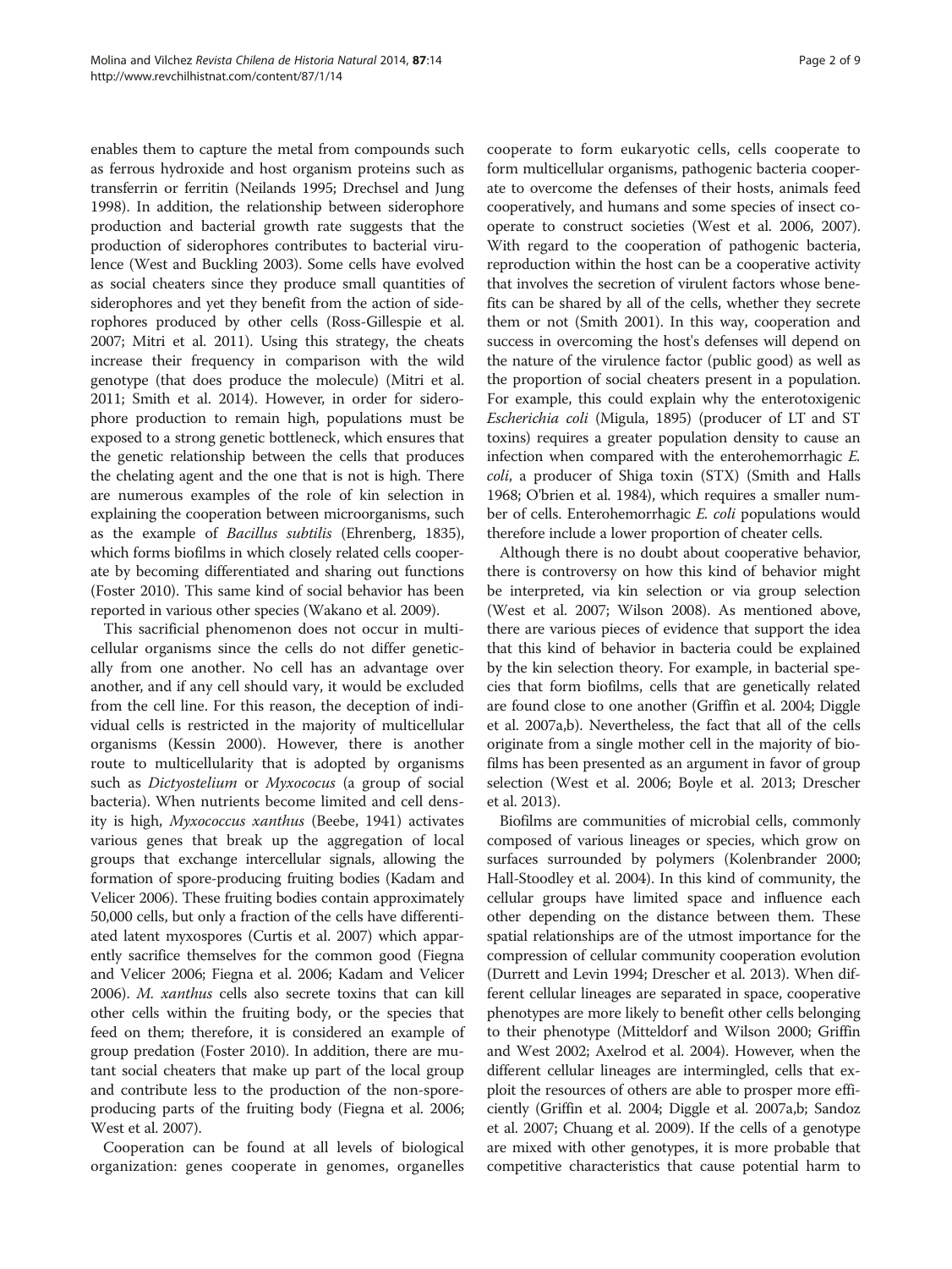enables them to capture the metal from compounds such as ferrous hydroxide and host organism proteins such as transferrin or ferritin (Neilands 1995; Drechsel and Jung 1998). In addition, the relationship between siderophore production and bacterial growth rate suggests that the production of siderophores contributes to bacterial virulence (West and Buckling 2003). Some cells have evolved as social cheaters since they produce small quantities of siderophores and yet they benefit from the action of siderophores produced by other cells (Ross-Gillespie et al. 2007; Mitri et al. 2011). Using this strategy, the cheats increase their frequency in comparison with the wild genotype (that does produce the molecule) (Mitri et al. 2011; Smith et al. 2014). However, in order for siderophore production to remain high, populations must be exposed to a strong genetic bottleneck, which ensures that the genetic relationship between the cells that produces the chelating agent and the one that is not is high. There are numerous examples of the role of kin selection in explaining the cooperation between microorganisms, such as the example of *Bacillus subtilis* (Ehrenberg, 1835), which forms biofilms in which closely related cells cooperate by becoming differentiated and sharing out functions (Foster 2010). This same kind of social behavior has been reported in various other species (Wakano et al. 2009).

This sacrificial phenomenon does not occur in multicellular organisms since the cells do not differ genetically from one another. No cell has an advantage over another, and if any cell should vary, it would be excluded from the cell line. For this reason, the deception of individual cells is restricted in the majority of multicellular organisms (Kessin 2000). However, there is another route to multicellularity that is adopted by organisms such as *Dictyostelium* or *Myxococus* (a group of social bacteria). When nutrients become limited and cell density is high, *Myxococcus xanthus* (Beebe, 1941) activates various genes that break up the aggregation of local groups that exchange intercellular signals, allowing the formation of spore-producing fruiting bodies (Kadam and Velicer 2006). These fruiting bodies contain approximately 50,000 cells, but only a fraction of the cells have differentiated latent myxospores (Curtis et al. 2007) which apparently sacrifice themselves for the common good (Fiegna and Velicer 2006; Fiegna et al. 2006; Kadam and Velicer 2006). *M. xanthus* cells also secrete toxins that can kill other cells within the fruiting body, or the species that feed on them; therefore, it is considered an example of group predation (Foster 2010). In addition, there are mutant social cheaters that make up part of the local group and contribute less to the production of the non-spore-producing parts of the fruiting body (Fiegna et al. 2006; West et al. 2007).

Cooperation can be found at all levels of biological organization: genes cooperate in genomes, organelles cooperate to form eukaryotic cells, cells cooperate to form multicellular organisms, pathogenic bacteria cooperate to overcome the defenses of their hosts, animals feed cooperatively, and humans and some species of insect cooperate to construct societies (West et al. 2006, 2007). With regard to the cooperation of pathogenic bacteria, reproduction within the host can be a cooperative activity that involves the secretion of virulent factors whose benefits can be shared by all of the cells, whether they secrete them or not (Smith 2001). In this way, cooperation and success in overcoming the host's defenses will depend on the nature of the virulence factor (public good) as well as the proportion of social cheaters present in a population. For example, this could explain why the enterotoxigenic *Escherichia coli* (Migula, 1895) (producer of LT and ST toxins) requires a greater population density to cause an infection when compared with the enterohemorrhagic *E. coli*, a producer of Shiga toxin (STX) (Smith and Halls 1968; O'brien et al. 1984), which requires a smaller number of cells. Enterohemorrhagic *E. coli* populations would therefore include a lower proportion of cheater cells.

Although there is no doubt about cooperative behavior, there is controversy on how this kind of behavior might be interpreted, via kin selection or via group selection (West et al. 2007; Wilson 2008). As mentioned above, there are various pieces of evidence that support the idea that this kind of behavior in bacteria could be explained by the kin selection theory. For example, in bacterial species that form biofilms, cells that are genetically related are found close to one another (Griffin et al. 2004; Diggle et al. 2007a,b). Nevertheless, the fact that all of the cells originate from a single mother cell in the majority of biofilms has been presented as an argument in favor of group selection (West et al. 2006; Boyle et al. 2013; Drescher et al. 2013).

Biofilms are communities of microbial cells, commonly composed of various lineages or species, which grow on surfaces surrounded by polymers (Kolenbrander 2000; Hall-Stoodley et al. 2004). In this kind of community, the cellular groups have limited space and influence each other depending on the distance between them. These spatial relationships are of the utmost importance for the compression of cellular community cooperation evolution (Durrett and Levin 1994; Drescher et al. 2013). When different cellular lineages are separated in space, cooperative phenotypes are more likely to benefit other cells belonging to their phenotype (Mitteldorf and Wilson 2000; Griffin and West 2002; Axelrod et al. 2004). However, when the different cellular lineages are intermingled, cells that exploit the resources of others are able to prosper more efficiently (Griffin et al. 2004; Diggle et al. 2007a,b; Sandoz et al. 2007; Chuang et al. 2009). If the cells of a genotype are mixed with other genotypes, it is more probable that competitive characteristics that cause potential harm to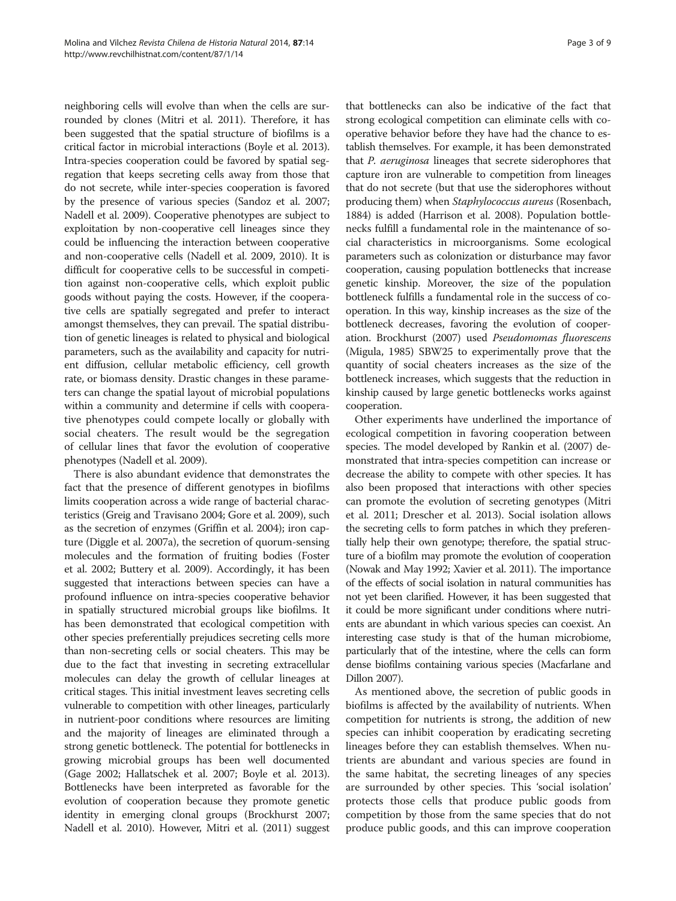neighboring cells will evolve than when the cells are surrounded by clones (Mitri et al. 2011). Therefore, it has been suggested that the spatial structure of biofilms is a critical factor in microbial interactions (Boyle et al. 2013). Intra-species cooperation could be favored by spatial segregation that keeps secreting cells away from those that do not secrete, while inter-species cooperation is favored by the presence of various species (Sandoz et al. 2007; Nadell et al. 2009). Cooperative phenotypes are subject to exploitation by non-cooperative cell lineages since they could be influencing the interaction between cooperative and non-cooperative cells (Nadell et al. 2009, 2010). It is difficult for cooperative cells to be successful in competition against non-cooperative cells, which exploit public goods without paying the costs. However, if the cooperative cells are spatially segregated and prefer to interact amongst themselves, they can prevail. The spatial distribution of genetic lineages is related to physical and biological parameters, such as the availability and capacity for nutrient diffusion, cellular metabolic efficiency, cell growth rate, or biomass density. Drastic changes in these parameters can change the spatial layout of microbial populations within a community and determine if cells with cooperative phenotypes could compete locally or globally with social cheaters. The result would be the segregation of cellular lines that favor the evolution of cooperative phenotypes (Nadell et al. 2009).

There is also abundant evidence that demonstrates the fact that the presence of different genotypes in biofilms limits cooperation across a wide range of bacterial characteristics (Greig and Travisano 2004; Gore et al. 2009), such as the secretion of enzymes (Griffin et al. 2004); iron capture (Diggle et al. 2007a), the secretion of quorum-sensing molecules and the formation of fruiting bodies (Foster et al. 2002; Buttery et al. 2009). Accordingly, it has been suggested that interactions between species can have a profound influence on intra-species cooperative behavior in spatially structured microbial groups like biofilms. It has been demonstrated that ecological competition with other species preferentially prejudices secreting cells more than non-secreting cells or social cheaters. This may be due to the fact that investing in secreting extracellular molecules can delay the growth of cellular lineages at critical stages. This initial investment leaves secreting cells vulnerable to competition with other lineages, particularly in nutrient-poor conditions where resources are limiting and the majority of lineages are eliminated through a strong genetic bottleneck. The potential for bottlenecks in growing microbial groups has been well documented (Gage 2002; Hallatschek et al. 2007; Boyle et al. 2013). Bottlenecks have been interpreted as favorable for the evolution of cooperation because they promote genetic identity in emerging clonal groups (Brockhurst 2007; Nadell et al. 2010). However, Mitri et al. (2011) suggest that bottlenecks can also be indicative of the fact that strong ecological competition can eliminate cells with cooperative behavior before they have had the chance to establish themselves. For example, it has been demonstrated that *P. aeruginosa* lineages that secrete siderophores that capture iron are vulnerable to competition from lineages that do not secrete (but that use the siderophores without producing them) when *Staphylococcus aureus* (Rosenbach, 1884) is added (Harrison et al. 2008). Population bottlenecks fulfill a fundamental role in the maintenance of social characteristics in microorganisms. Some ecological parameters such as colonization or disturbance may favor cooperation, causing population bottlenecks that increase genetic kinship. Moreover, the size of the population bottleneck fulfills a fundamental role in the success of cooperation. In this way, kinship increases as the size of the bottleneck decreases, favoring the evolution of cooperation. Brockhurst (2007) used *Pseudomonas fluorescens* (Migula, 1985) SBW25 to experimentally prove that the quantity of social cheaters increases as the size of the bottleneck increases, which suggests that the reduction in kinship caused by large genetic bottlenecks works against cooperation.

Other experiments have underlined the importance of ecological competition in favoring cooperation between species. The model developed by Rankin et al. (2007) demonstrated that intra-species competition can increase or decrease the ability to compete with other species. It has also been proposed that interactions with other species can promote the evolution of secreting genotypes (Mitri et al. 2011; Drescher et al. 2013). Social isolation allows the secreting cells to form patches in which they preferentially help their own genotype; therefore, the spatial structure of a biofilm may promote the evolution of cooperation (Nowak and May 1992; Xavier et al. 2011). The importance of the effects of social isolation in natural communities has not yet been clarified. However, it has been suggested that it could be more significant under conditions where nutrients are abundant in which various species can coexist. An interesting case study is that of the human microbiome, particularly that of the intestine, where the cells can form dense biofilms containing various species (Macfarlane and Dillon 2007).

As mentioned above, the secretion of public goods in biofilms is affected by the availability of nutrients. When competition for nutrients is strong, the addition of new species can inhibit cooperation by eradicating secreting lineages before they can establish themselves. When nutrients are abundant and various species are found in the same habitat, the secreting lineages of any species are surrounded by other species. This 'social isolation' protects those cells that produce public goods from competition by those from the same species that do not produce public goods, and this can improve cooperation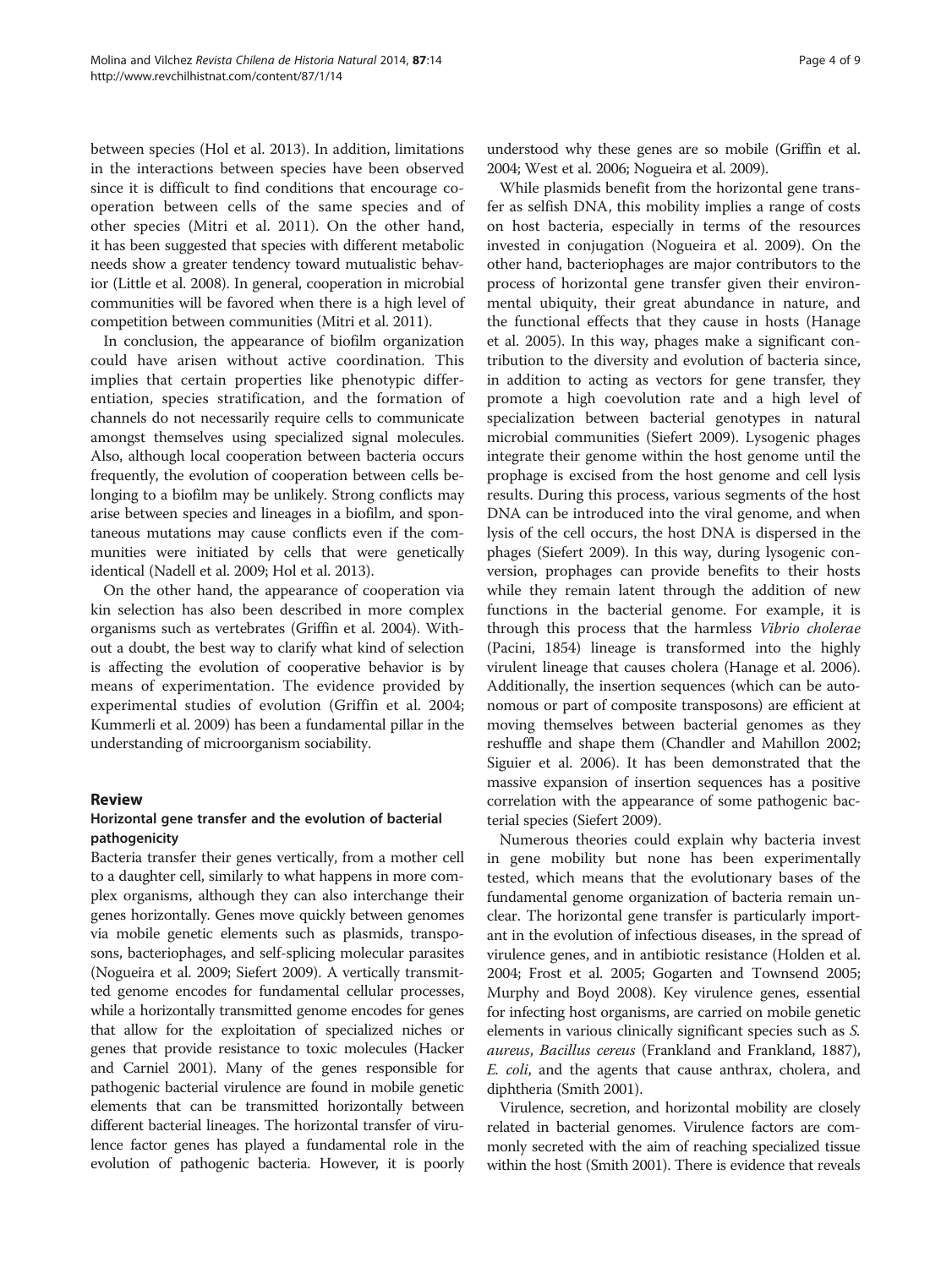between species (Hol et al. 2013). In addition, limitations in the interactions between species have been observed since it is difficult to find conditions that encourage cooperation between cells of the same species and of other species (Mitri et al. 2011). On the other hand, it has been suggested that species with different metabolic needs show a greater tendency toward mutualistic behavior (Little et al. 2008). In general, cooperation in microbial communities will be favored when there is a high level of competition between communities (Mitri et al. 2011).

In conclusion, the appearance of biofilm organization could have arisen without active coordination. This implies that certain properties like phenotypic differentiation, species stratification, and the formation of channels do not necessarily require cells to communicate amongst themselves using specialized signal molecules. Also, although local cooperation between bacteria occurs frequently, the evolution of cooperation between cells belonging to a biofilm may be unlikely. Strong conflicts may arise between species and lineages in a biofilm, and spontaneous mutations may cause conflicts even if the communities were initiated by cells that were genetically identical (Nadell et al. 2009; Hol et al. 2013).

On the other hand, the appearance of cooperation via kin selection has also been described in more complex organisms such as vertebrates (Griffin et al. 2004). Without a doubt, the best way to clarify what kind of selection is affecting the evolution of cooperative behavior is by means of experimentation. The evidence provided by experimental studies of evolution (Griffin et al. 2004; Kummerli et al. 2009) has been a fundamental pillar in the understanding of microorganism sociability.

## Review

### Horizontal gene transfer and the evolution of bacterial pathogenicity

Bacteria transfer their genes vertically, from a mother cell to a daughter cell, similarly to what happens in more complex organisms, although they can also interchange their genes horizontally. Genes move quickly between genomes via mobile genetic elements such as plasmids, transposons, bacteriophages, and self-splicing molecular parasites (Nogueira et al. 2009; Siefert 2009). A vertically transmitted genome encodes for fundamental cellular processes, while a horizontally transmitted genome encodes for genes that allow for the exploitation of specialized niches or genes that provide resistance to toxic molecules (Hacker and Carniel 2001). Many of the genes responsible for pathogenic bacterial virulence are found in mobile genetic elements that can be transmitted horizontally between different bacterial lineages. The horizontal transfer of virulence factor genes has played a fundamental role in the evolution of pathogenic bacteria. However, it is poorly understood why these genes are so mobile (Griffin et al. 2004; West et al. 2006; Nogueira et al. 2009).

While plasmids benefit from the horizontal gene transfer as selfish DNA, this mobility implies a range of costs on host bacteria, especially in terms of the resources invested in conjugation (Nogueira et al. 2009). On the other hand, bacteriophages are major contributors to the process of horizontal gene transfer given their environmental ubiquity, their great abundance in nature, and the functional effects that they cause in hosts (Hanage et al. 2005). In this way, phages make a significant contribution to the diversity and evolution of bacteria since, in addition to acting as vectors for gene transfer, they promote a high coevolution rate and a high level of specialization between bacterial genotypes in natural microbial communities (Siefert 2009). Lysogenic phages integrate their genome within the host genome until the prophage is excised from the host genome and cell lysis results. During this process, various segments of the host DNA can be introduced into the viral genome, and when lysis of the cell occurs, the host DNA is dispersed in the phages (Siefert 2009). In this way, during lysogenic conversion, prophages can provide benefits to their hosts while they remain latent through the addition of new functions in the bacterial genome. For example, it is through this process that the harmless *Vibrio cholerae* (Pacini, 1854) lineage is transformed into the highly virulent lineage that causes cholera (Hanage et al. 2006). Additionally, the insertion sequences (which can be autonomous or part of composite transposons) are efficient at moving themselves between bacterial genomes as they reshuffle and shape them (Chandler and Mahillon 2002; Siguier et al. 2006). It has been demonstrated that the massive expansion of insertion sequences has a positive correlation with the appearance of some pathogenic bacterial species (Siefert 2009).

Numerous theories could explain why bacteria invest in gene mobility but none has been experimentally tested, which means that the evolutionary bases of the fundamental genome organization of bacteria remain unclear. The horizontal gene transfer is particularly important in the evolution of infectious diseases, in the spread of virulence genes, and in antibiotic resistance (Holden et al. 2004; Frost et al. 2005; Gogarten and Townsend 2005; Murphy and Boyd 2008). Key virulence genes, essential for infecting host organisms, are carried on mobile genetic elements in various clinically significant species such as *S. aureus*, *Bacillus cereus* (Frankland and Frankland, 1887), *E. coli*, and the agents that cause anthrax, cholera, and diphtheria (Smith 2001).

Virulence, secretion, and horizontal mobility are closely related in bacterial genomes. Virulence factors are commonly secreted with the aim of reaching specialized tissue within the host (Smith 2001). There is evidence that reveals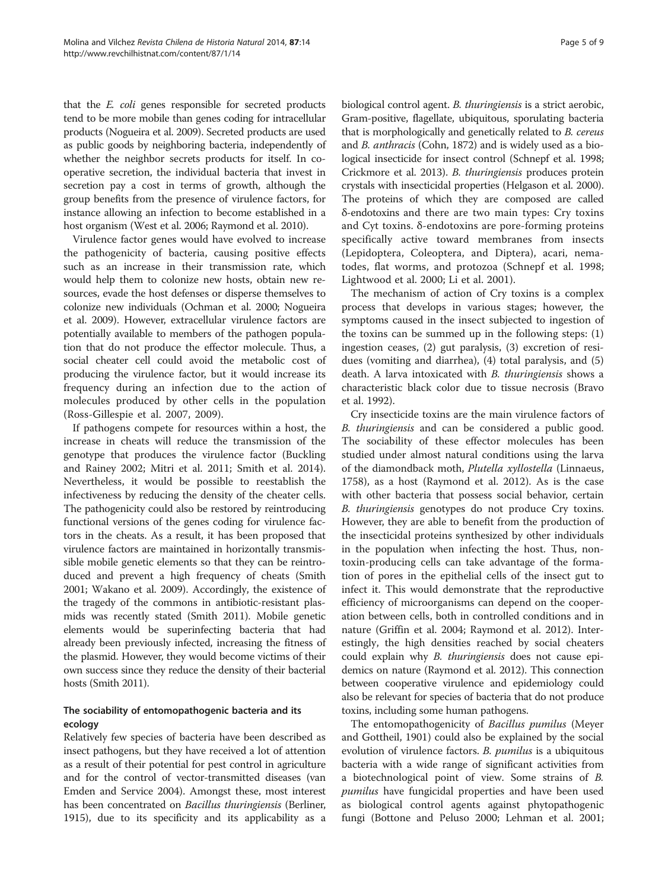that the *E. coli* genes responsible for secreted products tend to be more mobile than genes coding for intracellular products (Nogueira et al. 2009). Secreted products are used as public goods by neighboring bacteria, independently of whether the neighbor secrets products for itself. In cooperative secretion, the individual bacteria that invest in secretion pay a cost in terms of growth, although the group benefits from the presence of virulence factors, for instance allowing an infection to become established in a host organism (West et al. 2006; Raymond et al. 2010).

Virulence factor genes would have evolved to increase the pathogenicity of bacteria, causing positive effects such as an increase in their transmission rate, which would help them to colonize new hosts, obtain new resources, evade the host defenses or disperse themselves to colonize new individuals (Ochman et al. 2000; Nogueira et al. 2009). However, extracellular virulence factors are potentially available to members of the pathogen population that do not produce the effector molecule. Thus, a social cheater cell could avoid the metabolic cost of producing the virulence factor, but it would increase its frequency during an infection due to the action of molecules produced by other cells in the population (Ross-Gillespie et al. 2007, 2009).

If pathogens compete for resources within a host, the increase in cheats will reduce the transmission of the genotype that produces the virulence factor (Buckling and Rainey 2002; Mitri et al. 2011; Smith et al. 2014). Nevertheless, it would be possible to reestablish the infectiveness by reducing the density of the cheater cells. The pathogenicity could also be restored by reintroducing functional versions of the genes coding for virulence factors in the cheats. As a result, it has been proposed that virulence factors are maintained in horizontally transmissible mobile genetic elements so that they can be reintroduced and prevent a high frequency of cheats (Smith 2001; Wakano et al. 2009). Accordingly, the existence of the tragedy of the commons in antibiotic-resistant plasmids was recently stated (Smith 2011). Mobile genetic elements would be superinfecting bacteria that had already been previously infected, increasing the fitness of the plasmid. However, they would become victims of their own success since they reduce the density of their bacterial hosts (Smith 2011).

## The sociability of entomopathogenic bacteria and its ecology

Relatively few species of bacteria have been described as insect pathogens, but they have received a lot of attention as a result of their potential for pest control in agriculture and for the control of vector-transmitted diseases (van Emden and Service 2004). Amongst these, most interest has been concentrated on *Bacillus thuringiensis* (Berliner, 1915), due to its specificity and its applicability as a biological control agent. *B. thuringiensis* is a strict aerobic, Gram-positive, flagellate, ubiquitous, sporulating bacteria that is morphologically and genetically related to *B. cereus* and *B. anthracis* (Cohn, 1872) and is widely used as a biological insecticide for insect control (Schnepf et al. 1998; Crickmore et al. 2013). *B. thuringiensis* produces protein crystals with insecticidal properties (Helgason et al. 2000). The proteins of which they are composed are called δ-endotoxins and there are two main types: Cry toxins and Cyt toxins. δ-endotoxins are pore-forming proteins specifically active toward membranes from insects (Lepidoptera, Coleoptera, and Diptera), acari, nematodes, flat worms, and protozoa (Schnepf et al. 1998; Lightwood et al. 2000; Li et al. 2001).

The mechanism of action of Cry toxins is a complex process that develops in various stages; however, the symptoms caused in the insect subjected to ingestion of the toxins can be summed up in the following steps: (1) ingestion ceases, (2) gut paralysis, (3) excretion of residues (vomiting and diarrhea), (4) total paralysis, and (5) death. A larva intoxicated with *B. thuringiensis* shows a characteristic black color due to tissue necrosis (Bravo et al. 1992).

Cry insecticide toxins are the main virulence factors of *B. thuringiensis* and can be considered a public good. The sociability of these effector molecules has been studied under almost natural conditions using the larva of the diamondback moth, *Plutella xyllostella* (Linnaeus, 1758), as a host (Raymond et al. 2012). As is the case with other bacteria that possess social behavior, certain *B. thuringiensis* genotypes do not produce Cry toxins. However, they are able to benefit from the production of the insecticidal proteins synthesized by other individuals in the population when infecting the host. Thus, non-toxin-producing cells can take advantage of the formation of pores in the epithelial cells of the insect gut to infect it. This would demonstrate that the reproductive efficiency of microorganisms can depend on the cooperation between cells, both in controlled conditions and in nature (Griffin et al. 2004; Raymond et al. 2012). Interestingly, the high densities reached by social cheaters could explain why *B. thuringiensis* does not cause epidemics on nature (Raymond et al. 2012). This connection between cooperative virulence and epidemiology could also be relevant for species of bacteria that do not produce toxins, including some human pathogens.

The entomopathogenicity of *Bacillus pumilus* (Meyer and Gottheil, 1901) could also be explained by the social evolution of virulence factors. *B. pumilus* is a ubiquitous bacteria with a wide range of significant activities from a biotechnological point of view. Some strains of *B. pumilus* have fungicidal properties and have been used as biological control agents against phytopathogenic fungi (Bottone and Peluso 2000; Lehman et al. 2001;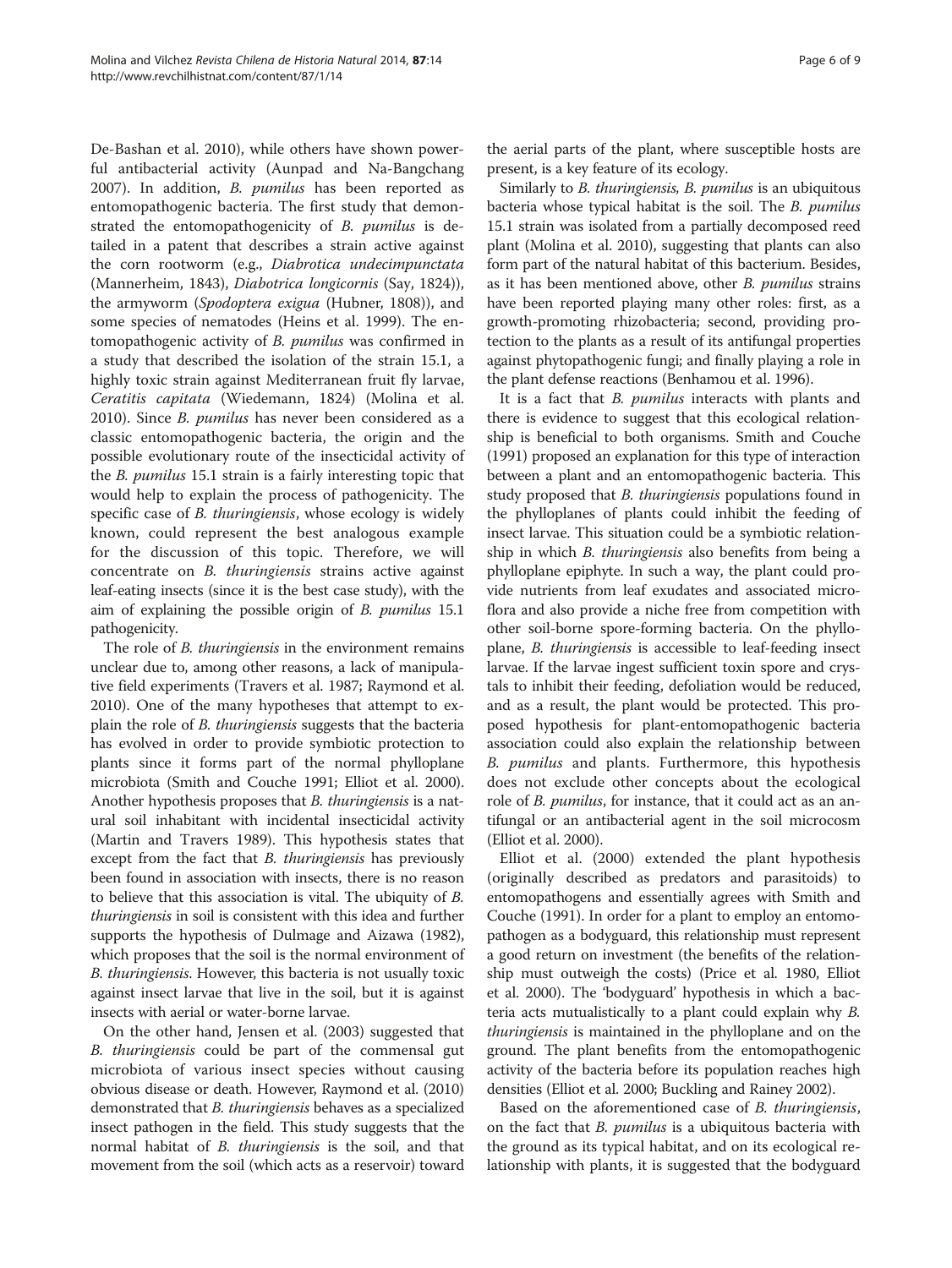De-Bashan et al. 2010), while others have shown powerful antibacterial activity (Aunpad and Na-Bangchang 2007). In addition, *B. pumilus* has been reported as entomopathogenic bacteria. The first study that demonstrated the entomopathogenicity of *B. pumilus* is detailed in a patent that describes a strain active against the corn rootworm (e.g., *Diabrotica undecimpunctata* (Mannerheim, 1843), *Diabotrica longicornis* (Say, 1824)), the armyworm (*Spodoptera exigua* (Hubner, 1808)), and some species of nematodes (Heins et al. 1999). The entomopathogenic activity of *B. pumilus* was confirmed in a study that described the isolation of the strain 15.1, a highly toxic strain against Mediterranean fruit fly larvae, *Ceratitis capitata* (Wiedemann, 1824) (Molina et al. 2010). Since *B. pumilus* has never been considered as a classic entomopathogenic bacteria, the origin and the possible evolutionary route of the insecticidal activity of the *B. pumilus* 15.1 strain is a fairly interesting topic that would help to explain the process of pathogenicity. The specific case of *B. thuringiensis*, whose ecology is widely known, could represent the best analogous example for the discussion of this topic. Therefore, we will concentrate on *B. thuringiensis* strains active against leaf-eating insects (since it is the best case study), with the aim of explaining the possible origin of *B. pumilus* 15.1 pathogenicity.

The role of *B. thuringiensis* in the environment remains unclear due to, among other reasons, a lack of manipulative field experiments (Travers et al. 1987; Raymond et al. 2010). One of the many hypotheses that attempt to explain the role of *B. thuringiensis* suggests that the bacteria has evolved in order to provide symbiotic protection to plants since it forms part of the normal phylloplane microbiota (Smith and Couche 1991; Elliot et al. 2000). Another hypothesis proposes that *B. thuringiensis* is a natural soil inhabitant with incidental insecticidal activity (Martin and Travers 1989). This hypothesis states that except from the fact that *B. thuringiensis* has previously been found in association with insects, there is no reason to believe that this association is vital. The ubiquity of *B. thuringiensis* in soil is consistent with this idea and further supports the hypothesis of Dulmage and Aizawa (1982), which proposes that the soil is the normal environment of *B. thuringiensis*. However, this bacteria is not usually toxic against insect larvae that live in the soil, but it is against insects with aerial or water-borne larvae.

On the other hand, Jensen et al. (2003) suggested that *B. thuringiensis* could be part of the commensal gut microbiota of various insect species without causing obvious disease or death. However, Raymond et al. (2010) demonstrated that *B. thuringiensis* behaves as a specialized insect pathogen in the field. This study suggests that the normal habitat of *B. thuringiensis* is the soil, and that movement from the soil (which acts as a reservoir) toward the aerial parts of the plant, where susceptible hosts are present, is a key feature of its ecology.

Similarly to *B. thuringiensis, B. pumilus* is an ubiquitous bacteria whose typical habitat is the soil. The *B. pumilus* 15.1 strain was isolated from a partially decomposed reed plant (Molina et al. 2010), suggesting that plants can also form part of the natural habitat of this bacterium. Besides, as it has been mentioned above, other *B. pumilus* strains have been reported playing many other roles: first, as a growth-promoting rhizobacteria; second, providing protection to the plants as a result of its antifungal properties against phytopathogenic fungi; and finally playing a role in the plant defense reactions (Benhamou et al. 1996).

It is a fact that *B. pumilus* interacts with plants and there is evidence to suggest that this ecological relationship is beneficial to both organisms. Smith and Couche (1991) proposed an explanation for this type of interaction between a plant and an entomopathogenic bacteria. This study proposed that *B. thuringiensis* populations found in the phylloplanes of plants could inhibit the feeding of insect larvae. This situation could be a symbiotic relationship in which *B. thuringiensis* also benefits from being a phylloplane epiphyte. In such a way, the plant could provide nutrients from leaf exudates and associated microflora and also provide a niche free from competition with other soil-borne spore-forming bacteria. On the phylloplane, *B. thuringiensis* is accessible to leaf-feeding insect larvae. If the larvae ingest sufficient toxin spore and crystals to inhibit their feeding, defoliation would be reduced, and as a result, the plant would be protected. This proposed hypothesis for plant-entomopathogenic bacteria association could also explain the relationship between *B. pumilus* and plants. Furthermore, this hypothesis does not exclude other concepts about the ecological role of *B. pumilus*, for instance, that it could act as an antifungal or an antibacterial agent in the soil microcosm (Elliot et al. 2000).

Elliot et al. (2000) extended the plant hypothesis (originally described as predators and parasitoids) to entomopathogens and essentially agrees with Smith and Couche (1991). In order for a plant to employ an entomopathogen as a bodyguard, this relationship must represent a good return on investment (the benefits of the relationship must outweigh the costs) (Price et al. 1980, Elliot et al. 2000). The 'bodyguard' hypothesis in which a bacteria acts mutualistically to a plant could explain why *B. thuringiensis* is maintained in the phylloplane and on the ground. The plant benefits from the entomopathogenic activity of the bacteria before its population reaches high densities (Elliot et al. 2000; Buckling and Rainey 2002).

Based on the aforementioned case of *B. thuringiensis*, on the fact that *B. pumilus* is a ubiquitous bacteria with the ground as its typical habitat, and on its ecological relationship with plants, it is suggested that the bodyguard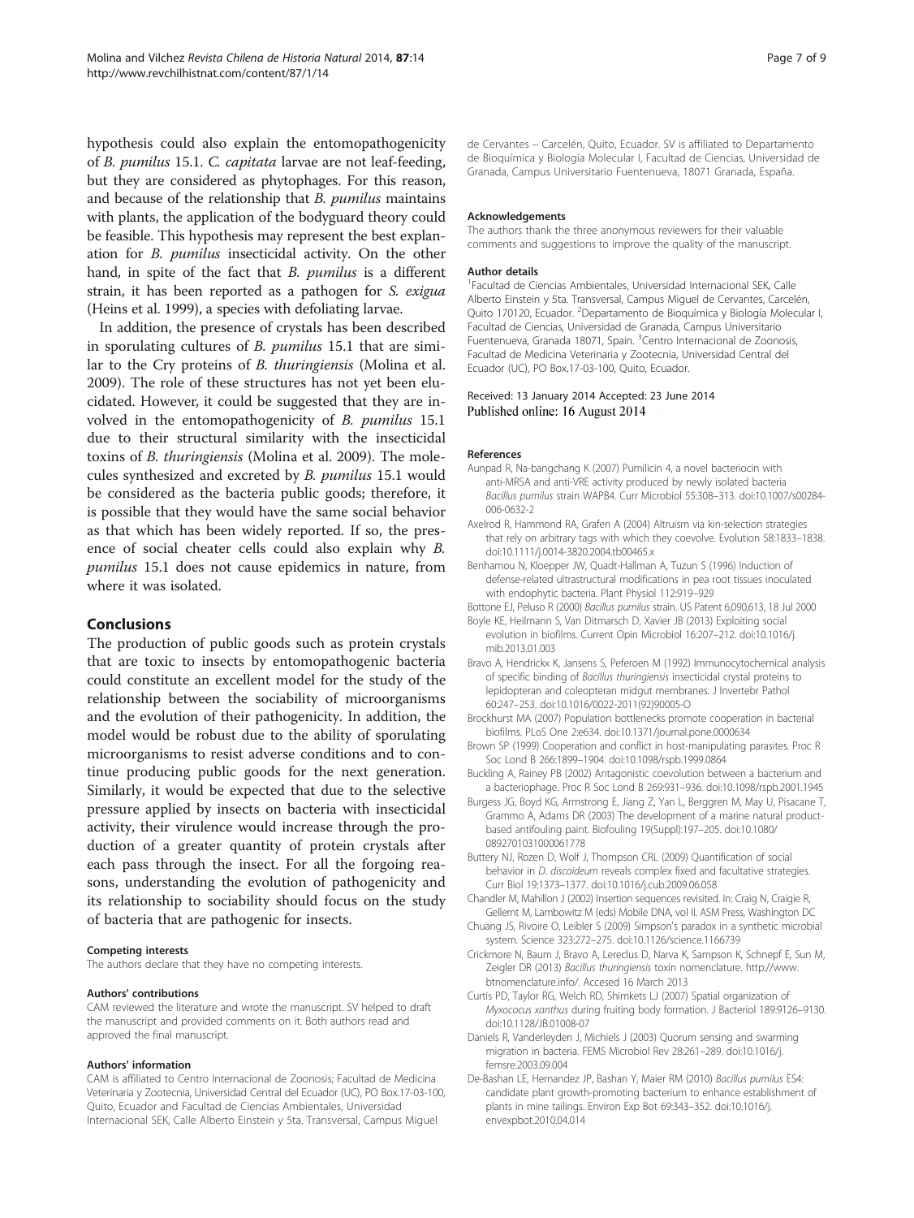hypothesis could also explain the entomopathogenicity of *B. pumilus* 15.1. *C. capitata* larvae are not leaf-feeding, but they are considered as phytophages. For this reason, and because of the relationship that *B. pumilus* maintains with plants, the application of the bodyguard theory could be feasible. This hypothesis may represent the best explanation for *B. pumilus* insecticidal activity. On the other hand, in spite of the fact that *B. pumilus* is a different strain, it has been reported as a pathogen for *S. exigua* (Heins et al. 1999), a species with defoliating larvae.

In addition, the presence of crystals has been described in sporulating cultures of *B. pumilus* 15.1 that are similar to the Cry proteins of *B. thuringiensis* (Molina et al. 2009). The role of these structures has not yet been elucidated. However, it could be suggested that they are involved in the entomopathogenicity of *B. pumilus* 15.1 due to their structural similarity with the insecticidal toxins of *B. thuringiensis* (Molina et al. 2009). The molecules synthesized and excreted by *B. pumilus* 15.1 would be considered as the bacteria public goods; therefore, it is possible that they would have the same social behavior as that which has been widely reported. If so, the presence of social cheater cells could also explain why *B. pumilus* 15.1 does not cause epidemics in nature, from where it was isolated.

## Conclusions

The production of public goods such as protein crystals that are toxic to insects by entomopathogenic bacteria could constitute an excellent model for the study of the relationship between the sociability of microorganisms and the evolution of their pathogenicity. In addition, the model would be robust due to the ability of sporulating microorganisms to resist adverse conditions and to continue producing public goods for the next generation. Similarly, it would be expected that due to the selective pressure applied by insects on bacteria with insecticidal activity, their virulence would increase through the production of a greater quantity of protein crystals after each pass through the insect. For all the forgoing reasons, understanding the evolution of pathogenicity and its relationship to sociability should focus on the study of bacteria that are pathogenic for insects.

#### Competing interests
The authors declare that they have no competing interests.

#### Authors' contributions
CAM reviewed the literature and wrote the manuscript. SV helped to draft the manuscript and provided comments on it. Both authors read and approved the final manuscript.

#### Authors' information
CAM is affiliated to Centro Internacional de Zoonosis; Facultad de Medicina Veterinaria y Zootecnia, Universidad Central del Ecuador (UC), PO Box.17-03-100, Quito, Ecuador and Facultad de Ciencias Ambientales, Universidad Internacional SEK, Calle Alberto Einstein y 5ta. Transversal, Campus Miguel de Cervantes – Carcelén, Quito, Ecuador. SV is affiliated to Departamento de Bioquímica y Biología Molecular I, Facultad de Ciencias, Universidad de Granada, Campus Universitario Fuentenueva, 18071 Granada, España.

#### Acknowledgements
The authors thank the three anonymous reviewers for their valuable comments and suggestions to improve the quality of the manuscript.

#### Author details
[1]Facultad de Ciencias Ambientales, Universidad Internacional SEK, Calle Alberto Einstein y 5ta. Transversal, Campus Miguel de Cervantes, Carcelén, Quito 170120, Ecuador. [2]Departamento de Bioquímica y Biología Molecular I, Facultad de Ciencias, Universidad de Granada, Campus Universitario Fuentenueva, Granada 18071, Spain. [3]Centro Internacional de Zoonosis, Facultad de Medicina Veterinaria y Zootecnia, Universidad Central del Ecuador (UC), PO Box.17-03-100, Quito, Ecuador.

Received: 13 January 2014 Accepted: 23 June 2014
Published online: 16 August 2014

#### References

Aunpad R, Na-bangchang K (2007) Pumilicin 4, a novel bacteriocin with anti-MRSA and anti-VRE activity produced by newly isolated bacteria *Bacillus pumilus* strain WAPB4. Curr Microbiol 55:308–313. doi:10.1007/s00284-006-0632-2

Axelrod R, Hammond RA, Grafen A (2004) Altruism via kin-selection strategies that rely on arbitrary tags with which they coevolve. Evolution 58:1833–1838. doi:10.1111/j.0014-3820.2004.tb00465.x

Benhamou N, Kloepper JW, Quadt-Hallman A, Tuzun S (1996) Induction of defense-related ultrastructural modifications in pea root tissues inoculated with endophytic bacteria. Plant Physiol 112:919–929

Bottone EJ, Peluso R (2000) *Bacillus pumilus* strain. US Patent 6,090,613, 18 Jul 2000

Boyle KE, Heilmann S, Van Ditmarsch D, Xavier JB (2013) Exploiting social evolution in biofilms. Current Opin Microbiol 16:207–212. doi:10.1016/j.mib.2013.01.003

Bravo A, Hendrickx K, Jansens S, Peferoen M (1992) Immunocytochemical analysis of specific binding of *Bacillus thuringiensis* insecticidal crystal proteins to lepidopteran and coleopteran midgut membranes. J Invertebr Pathol 60:247–253. doi:10.1016/0022-2011(92)90005-O

Brockhurst MA (2007) Population bottlenecks promote cooperation in bacterial biofilms. PLoS One 2:e634. doi:10.1371/journal.pone.0000634

Brown SP (1999) Cooperation and conflict in host-manipulating parasites. Proc R Soc Lond B 266:1899–1904. doi:10.1098/rspb.1999.0864

Buckling A, Rainey PB (2002) Antagonistic coevolution between a bacterium and a bacteriophage. Proc R Soc Lond B 269:931–936. doi:10.1098/rspb.2001.1945

Burgess JG, Boyd KG, Armstrong E, Jiang Z, Yan L, Berggren M, May U, Pisacane T, Grammo A, Adams DR (2003) The development of a marine natural product-based antifouling paint. Biofouling 19(Suppl):197–205. doi:10.1080/0892701031000061778

Buttery NJ, Rozen D, Wolf J, Thompson CRL (2009) Quantification of social behavior in *D. discoideum* reveals complex fixed and facultative strategies. Curr Biol 19:1373–1377. doi:10.1016/j.cub.2009.06.058

Chandler M, Mahillon J (2002) Insertion sequences revisited. In: Craig N, Craigie R, Gellert M, Lambowitz M (eds) Mobile DNA, vol II. ASM Press, Washington DC

Chuang JS, Rivoire O, Leibler S (2009) Simpson's paradox in a synthetic microbial system. Science 323:272–275. doi:10.1126/science.1166739

Crickmore N, Baum J, Bravo A, Lereclus D, Narva K, Sampson K, Schnepf E, Sun M, Zeigler DR (2013) *Bacillus thuringiensis* toxin nomenclature. http://www.btnomenclature.info/. Accesed 16 March 2013

Curtis PD, Taylor RG, Welch RD, Shimkets LJ (2007) Spatial organization of *Myxococus xanthus* during fruiting body formation. J Bacteriol 189:9126–9130. doi:10.1128/JB.01008-07

Daniels R, Vanderleyden J, Michiels J (2003) Quorum sensing and swarming migration in bacteria. FEMS Microbiol Rev 28:261–289. doi:10.1016/j.femsre.2003.09.004

De-Bashan LE, Hernandez JP, Bashan Y, Maier RM (2010) *Bacillus pumilus* ES4: candidate plant growth-promoting bacterium to enhance establishment of plants in mine tailings. Environ Exp Bot 69:343–352. doi:10.1016/j.envexpbot.2010.04.014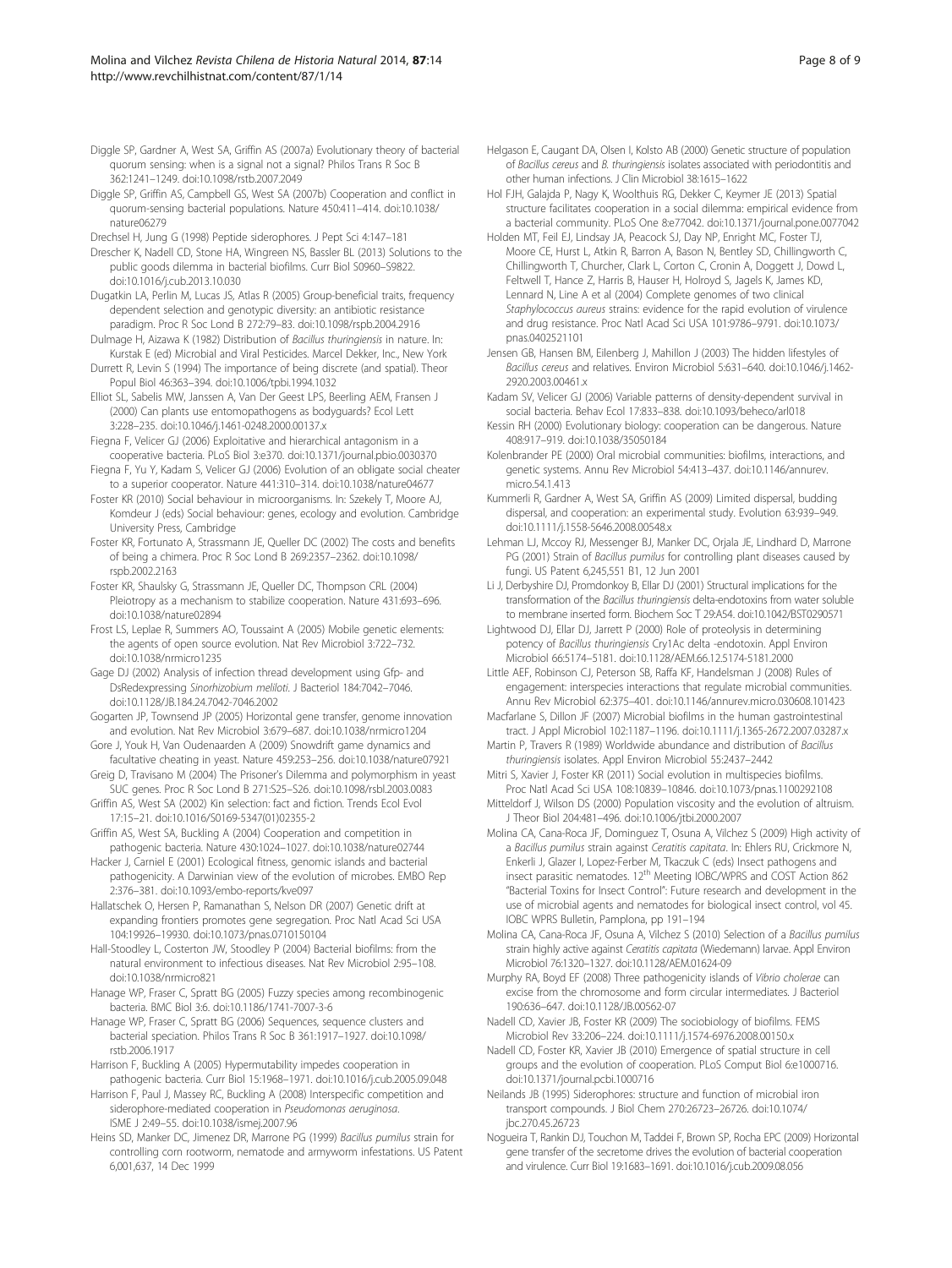Diggle SP, Gardner A, West SA, Griffin AS (2007a) Evolutionary theory of bacterial quorum sensing: when is a signal not a signal? Philos Trans R Soc B 362:1241–1249. doi:10.1098/rstb.2007.2049

Diggle SP, Griffin AS, Campbell GS, West SA (2007b) Cooperation and conflict in quorum-sensing bacterial populations. Nature 450:411–414. doi:10.1038/nature06279

Drechsel H, Jung G (1998) Peptide siderophores. J Pept Sci 4:147–181

Drescher K, Nadell CD, Stone HA, Wingreen NS, Bassler BL (2013) Solutions to the public goods dilemma in bacterial biofilms. Curr Biol S0960–S9822. doi:10.1016/j.cub.2013.10.030

Dugatkin LA, Perlin M, Lucas JS, Atlas R (2005) Group-beneficial traits, frequency dependent selection and genotypic diversity: an antibiotic resistance paradigm. Proc R Soc Lond B 272:79–83. doi:10.1098/rspb.2004.2916

Dulmage H, Aizawa K (1982) Distribution of *Bacillus thuringiensis* in nature. In: Kurstak E (ed) Microbial and Viral Pesticides. Marcel Dekker, Inc., New York

Durrett R, Levin S (1994) The importance of being discrete (and spatial). Theor Popul Biol 46:363–394. doi:10.1006/tpbi.1994.1032

Elliot SL, Sabelis MW, Janssen A, Van Der Geest LPS, Beerling AEM, Fransen J (2000) Can plants use entomopathogens as bodyguards? Ecol Lett 3:228–235. doi:10.1046/j.1461-0248.2000.00137.x

Fiegna F, Velicer GJ (2006) Exploitative and hierarchical antagonism in a cooperative bacteria. PLoS Biol 3:e370. doi:10.1371/journal.pbio.0030370

Fiegna F, Yu Y, Kadam S, Velicer GJ (2006) Evolution of an obligate social cheater to a superior cooperator. Nature 441:310–314. doi:10.1038/nature04677

Foster KR (2010) Social behaviour in microorganisms. In: Szekely T, Moore AJ, Komdeur J (eds) Social behaviour: genes, ecology and evolution. Cambridge University Press, Cambridge

Foster KR, Fortunato A, Strassmann JE, Queller DC (2002) The costs and benefits of being a chimera. Proc R Soc Lond B 269:2357–2362. doi:10.1098/rspb.2002.2163

Foster KR, Shaulsky G, Strassmann JE, Queller DC, Thompson CRL (2004) Pleiotropy as a mechanism to stabilize cooperation. Nature 431:693–696. doi:10.1038/nature02894

Frost LS, Leplae R, Summers AO, Toussaint A (2005) Mobile genetic elements: the agents of open source evolution. Nat Rev Microbiol 3:722–732. doi:10.1038/nrmicro1235

Gage DJ (2002) Analysis of infection thread development using Gfp- and DsRedexpressing *Sinorhizobium meliloti*. J Bacteriol 184:7042–7046. doi:10.1128/JB.184.24.7042-7046.2002

Gogarten JP, Townsend JP (2005) Horizontal gene transfer, genome innovation and evolution. Nat Rev Microbiol 3:679–687. doi:10.1038/nrmicro1204

Gore J, Youk H, Van Oudenaarden A (2009) Snowdrift game dynamics and facultative cheating in yeast. Nature 459:253–256. doi:10.1038/nature07921

Greig D, Travisano M (2004) The Prisoner's Dilemma and polymorphism in yeast SUC genes. Proc R Soc Lond B 271:S25–S26. doi:10.1098/rsbl.2003.0083

Griffin AS, West SA (2002) Kin selection: fact and fiction. Trends Ecol Evol 17:15–21. doi:10.1016/S0169-5347(01)02355-2

Griffin AS, West SA, Buckling A (2004) Cooperation and competition in pathogenic bacteria. Nature 430:1024–1027. doi:10.1038/nature02744

Hacker J, Carniel E (2001) Ecological fitness, genomic islands and bacterial pathogenicity. A Darwinian view of the evolution of microbes. EMBO Rep 2:376–381. doi:10.1093/embo-reports/kve097

Hallatschek O, Hersen P, Ramanathan S, Nelson DR (2007) Genetic drift at expanding frontiers promotes gene segregation. Proc Natl Acad Sci USA 104:19926–19930. doi:10.1073/pnas.0710150104

Hall-Stoodley L, Costerton JW, Stoodley P (2004) Bacterial biofilms: from the natural environment to infectious diseases. Nat Rev Microbiol 2:95–108. doi:10.1038/nrmicro821

Hanage WP, Fraser C, Spratt BG (2005) Fuzzy species among recombinogenic bacteria. BMC Biol 3:6. doi:10.1186/1741-7007-3-6

Hanage WP, Fraser C, Spratt BG (2006) Sequences, sequence clusters and bacterial speciation. Philos Trans R Soc B 361:1917–1927. doi:10.1098/rstb.2006.1917

Harrison F, Buckling A (2005) Hypermutability impedes cooperation in pathogenic bacteria. Curr Biol 15:1968–1971. doi:10.1016/j.cub.2005.09.048

Harrison F, Paul J, Massey RC, Buckling A (2008) Interspecific competition and siderophore-mediated cooperation in *Pseudomonas aeruginosa*. ISME J 2:49–55. doi:10.1038/ismej.2007.96

Heins SD, Manker DC, Jimenez DR, Marrone PG (1999) *Bacillus pumilus* strain for controlling corn rootworm, nematode and armyworm infestations. US Patent 6,001,637, 14 Dec 1999

Helgason E, Caugant DA, Olsen I, Kolsto AB (2000) Genetic structure of population of *Bacillus cereus* and *B. thuringiensis* isolates associated with periodontitis and other human infections. J Clin Microbiol 38:1615–1622

Hol FJH, Galajda P, Nagy K, Woolthuis RG, Dekker C, Keymer JE (2013) Spatial structure facilitates cooperation in a social dilemma: empirical evidence from a bacterial community. PLoS One 8:e77042. doi:10.1371/journal.pone.0077042

Holden MT, Feil EJ, Lindsay JA, Peacock SJ, Day NP, Enright MC, Foster TJ, Moore CE, Hurst L, Atkin R, Barron A, Bason N, Bentley SD, Chillingworth C, Chillingworth T, Churcher, Clark L, Corton C, Cronin A, Doggett J, Dowd L, Feltwell T, Hance Z, Harris B, Hauser H, Holroyd S, Jagels K, James KD, Lennard N, Line A et al (2004) Complete genomes of two clinical *Staphylococcus aureus* strains: evidence for the rapid evolution of virulence and drug resistance. Proc Natl Acad Sci USA 101:9786–9791. doi:10.1073/pnas.0402521101

Jensen GB, Hansen BM, Eilenberg J, Mahillon J (2003) The hidden lifestyles of *Bacillus cereus* and relatives. Environ Microbiol 5:631–640. doi:10.1046/j.1462-2920.2003.00461.x

Kadam SV, Velicer GJ (2006) Variable patterns of density-dependent survival in social bacteria. Behav Ecol 17:833–838. doi:10.1093/beheco/arl018

Kessin RH (2000) Evolutionary biology: cooperation can be dangerous. Nature 408:917–919. doi:10.1038/35050184

Kolenbrander PE (2000) Oral microbial communities: biofilms, interactions, and genetic systems. Annu Rev Microbiol 54:413–437. doi:10.1146/annurev.micro.54.1.413

Kummerli R, Gardner A, West SA, Griffin AS (2009) Limited dispersal, budding dispersal, and cooperation: an experimental study. Evolution 63:939–949. doi:10.1111/j.1558-5646.2008.00548.x

Lehman LJ, Mccoy RJ, Messenger BJ, Manker DC, Orjala JE, Lindhard D, Marrone PG (2001) Strain of *Bacillus pumilus* for controlling plant diseases caused by fungi. US Patent 6,245,551 B1, 12 Jun 2001

Li J, Derbyshire DJ, Promdonkoy B, Ellar DJ (2001) Structural implications for the transformation of the *Bacillus thuringiensis* delta-endotoxins from water soluble to membrane inserted form. Biochem Soc T 29:A54. doi:10.1042/BST0290571

Lightwood DJ, Ellar DJ, Jarrett P (2000) Role of proteolysis in determining potency of *Bacillus thuringiensis* Cry1Ac delta -endotoxin. Appl Environ Microbiol 66:5174–5181. doi:10.1128/AEM.66.12.5174-5181.2000

Little AEF, Robinson CJ, Peterson SB, Raffa KF, Handelsman J (2008) Rules of engagement: interspecies interactions that regulate microbial communities. Annu Rev Microbiol 62:375–401. doi:10.1146/annurev.micro.030608.101423

Macfarlane S, Dillon JF (2007) Microbial biofilms in the human gastrointestinal tract. J Appl Microbiol 102:1187–1196. doi:10.1111/j.1365-2672.2007.03287.x

Martin P, Travers R (1989) Worldwide abundance and distribution of *Bacillus thuringiensis* isolates. Appl Environ Microbiol 55:2437–2442

Mitri S, Xavier J, Foster KR (2011) Social evolution in multispecies biofilms. Proc Natl Acad Sci USA 108:10839–10846. doi:10.1073/pnas.1100292108

Mitteldorf J, Wilson DS (2000) Population viscosity and the evolution of altruism. J Theor Biol 204:481–496. doi:10.1006/jtbi.2000.2007

Molina CA, Cana-Roca JF, Dominguez T, Osuna A, Vilchez S (2009) High activity of a *Bacillus pumilus* strain against *Ceratitis capitata*. In: Ehlers RU, Crickmore N, Enkerli J, Glazer I, Lopez-Ferber M, Tkaczuk C (eds) Insect pathogens and insect parasitic nematodes. 12th Meeting IOBC/WPRS and COST Action 862 "Bacterial Toxins for Insect Control": Future research and development in the use of microbial agents and nematodes for biological insect control, vol 45. IOBC WPRS Bulletin, Pamplona, pp 191–194

Molina CA, Cana-Roca JF, Osuna A, Vilchez S (2010) Selection of a *Bacillus pumilus* strain highly active against *Ceratitis capitata* (Wiedemann) larvae. Appl Environ Microbiol 76:1320–1327. doi:10.1128/AEM.01624-09

Murphy RA, Boyd EF (2008) Three pathogenicity islands of *Vibrio cholerae* can excise from the chromosome and form circular intermediates. J Bacteriol 190:636–647. doi:10.1128/JB.00562-07

Nadell CD, Xavier JB, Foster KR (2009) The sociobiology of biofilms. FEMS Microbiol Rev 33:206–224. doi:10.1111/j.1574-6976.2008.00150.x

Nadell CD, Foster KR, Xavier JB (2010) Emergence of spatial structure in cell groups and the evolution of cooperation. PLoS Comput Biol 6:e1000716. doi:10.1371/journal.pcbi.1000716

Neilands JB (1995) Siderophores: structure and function of microbial iron transport compounds. J Biol Chem 270:26723–26726. doi:10.1074/jbc.270.45.26723

Nogueira T, Rankin DJ, Touchon M, Taddei F, Brown SP, Rocha EPC (2009) Horizontal gene transfer of the secretome drives the evolution of bacterial cooperation and virulence. Curr Biol 19:1683–1691. doi:10.1016/j.cub.2009.08.056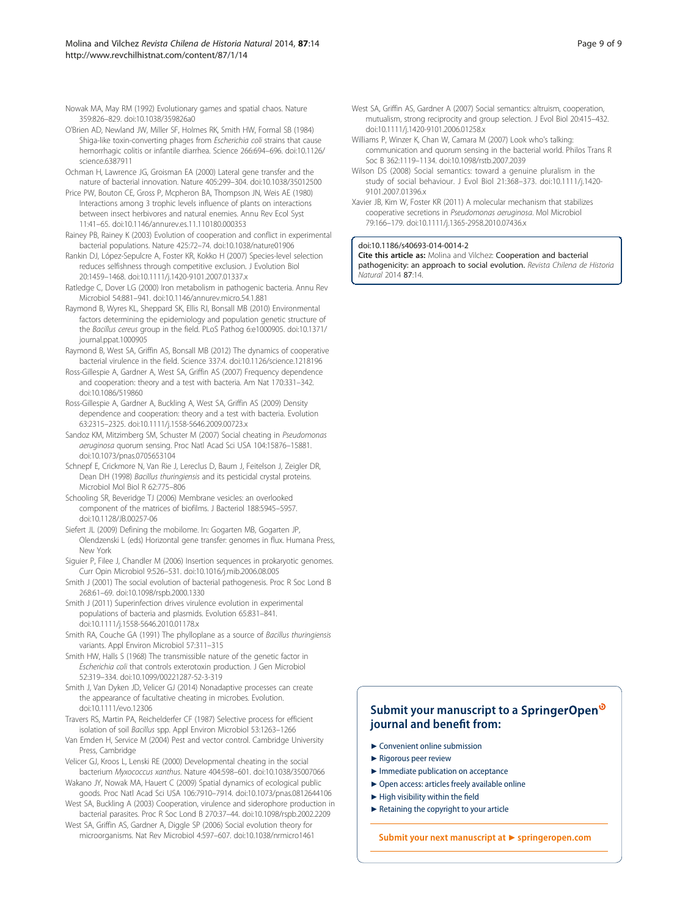Nowak MA, May RM (1992) Evolutionary games and spatial chaos. Nature 359:826–829. doi:10.1038/359826a0

O'Brien AD, Newland JW, Miller SF, Holmes RK, Smith HW, Formal SB (1984) Shiga-like toxin-converting phages from *Escherichia coli* strains that cause hemorrhagic colitis or infantile diarrhea. Science 266:694–696. doi:10.1126/science.6387911

Ochman H, Lawrence JG, Groisman EA (2000) Lateral gene transfer and the nature of bacterial innovation. Nature 405:299–304. doi:10.1038/35012500

Price PW, Bouton CE, Gross P, Mcpheron BA, Thompson JN, Weis AE (1980) Interactions among 3 trophic levels influence of plants on interactions between insect herbivores and natural enemies. Annu Rev Ecol Syst 11:41–65. doi:10.1146/annurev.es.11.110180.000353

Rainey PB, Rainey K (2003) Evolution of cooperation and conflict in experimental bacterial populations. Nature 425:72–74. doi:10.1038/nature01906

Rankin DJ, López-Sepulcre A, Foster KR, Kokko H (2007) Species-level selection reduces selfishness through competitive exclusion. J Evolution Biol 20:1459–1468. doi:10.1111/j.1420-9101.2007.01337.x

Ratledge C, Dover LG (2000) Iron metabolism in pathogenic bacteria. Annu Rev Microbiol 54:881–941. doi:10.1146/annurev.micro.54.1.881

Raymond B, Wyres KL, Sheppard SK, Ellis RJ, Bonsall MB (2010) Environmental factors determining the epidemiology and population genetic structure of the *Bacillus cereus* group in the field. PLoS Pathog 6:e1000905. doi:10.1371/journal.ppat.1000905

Raymond B, West SA, Griffin AS, Bonsall MB (2012) The dynamics of cooperative bacterial virulence in the field. Science 337:4. doi:10.1126/science.1218196

Ross-Gillespie A, Gardner A, West SA, Griffin AS (2007) Frequency dependence and cooperation: theory and a test with bacteria. Am Nat 170:331–342. doi:10.1086/519860

Ross-Gillespie A, Gardner A, Buckling A, West SA, Griffin AS (2009) Density dependence and cooperation: theory and a test with bacteria. Evolution 63:2315–2325. doi:10.1111/j.1558-5646.2009.00723.x

Sandoz KM, Mitzimberg SM, Schuster M (2007) Social cheating in *Pseudomonas aeruginosa* quorum sensing. Proc Natl Acad Sci USA 104:15876–15881. doi:10.1073/pnas.0705653104

Schnepf E, Crickmore N, Van Rie J, Lereclus D, Baum J, Feitelson J, Zeigler DR, Dean DH (1998) *Bacillus thuringiensis* and its pesticidal crystal proteins. Microbiol Mol Biol R 62:775–806

Schooling SR, Beveridge TJ (2006) Membrane vesicles: an overlooked component of the matrices of biofilms. J Bacteriol 188:5945–5957. doi:10.1128/JB.00257-06

Siefert JL (2009) Defining the mobilome. In: Gogarten MB, Gogarten JP, Olendzenski L (eds) Horizontal gene transfer: genomes in flux. Humana Press, New York

Siguier P, Filee J, Chandler M (2006) Insertion sequences in prokaryotic genomes. Curr Opin Microbiol 9:526–531. doi:10.1016/j.mib.2006.08.005

Smith J (2001) The social evolution of bacterial pathogenesis. Proc R Soc Lond B 268:61–69. doi:10.1098/rspb.2000.1330

Smith J (2011) Superinfection drives virulence evolution in experimental populations of bacteria and plasmids. Evolution 65:831–841. doi:10.1111/j.1558-5646.2010.01178.x

Smith RA, Couche GA (1991) The phylloplane as a source of *Bacillus thuringiensis* variants. Appl Environ Microbiol 57:311–315

Smith HW, Halls S (1968) The transmissible nature of the genetic factor in *Escherichia coli* that controls exterotoxin production. J Gen Microbiol 52:319–334. doi:10.1099/00221287-52-3-319

Smith J, Van Dyken JD, Velicer GJ (2014) Nonadaptive processes can create the appearance of facultative cheating in microbes. Evolution. doi:10.1111/evo.12306

Travers RS, Martin PA, Reichelderfer CF (1987) Selective process for efficient isolation of soil *Bacillus* spp. Appl Environ Microbiol 53:1263–1266

Van Emden H, Service M (2004) Pest and vector control. Cambridge University Press, Cambridge

Velicer GJ, Kroos L, Lenski RE (2000) Developmental cheating in the social bacterium *Myxococcus xanthus*. Nature 404:598–601. doi:10.1038/35007066

Wakano JY, Nowak MA, Hauert C (2009) Spatial dynamics of ecological public goods. Proc Natl Acad Sci USA 106:7910–7914. doi:10.1073/pnas.0812644106

West SA, Buckling A (2003) Cooperation, virulence and siderophore production in bacterial parasites. Proc R Soc Lond B 270:37–44. doi:10.1098/rspb.2002.2209

West SA, Griffin AS, Gardner A, Diggle SP (2006) Social evolution theory for microorganisms. Nat Rev Microbiol 4:597–607. doi:10.1038/nrmicro1461

West SA, Griffin AS, Gardner A (2007) Social semantics: altruism, cooperation, mutualism, strong reciprocity and group selection. J Evol Biol 20:415–432. doi:10.1111/j.1420-9101.2006.01258.x

Williams P, Winzer K, Chan W, Camara M (2007) Look who's talking: communication and quorum sensing in the bacterial world. Philos Trans R Soc B 362:1119–1134. doi:10.1098/rstb.2007.2039

Wilson DS (2008) Social semantics: toward a genuine pluralism in the study of social behaviour. J Evol Biol 21:368–373. doi:10.1111/j.1420-9101.2007.01396.x

Xavier JB, Kim W, Foster KR (2011) A molecular mechanism that stabilizes cooperative secretions in *Pseudomonas aeruginosa*. Mol Microbiol 79:166–179. doi:10.1111/j.1365-2958.2010.07436.x

doi:10.1186/s40693-014-0014-2

**Cite this article as:** Molina and Vilchez: **Cooperation and bacterial pathogenicity: an approach to social evolution.** *Revista Chilena de Historia Natural* 2014 **87**:14.

## Submit your manuscript to a SpringerOpen journal and benefit from:

- ► Convenient online submission
- ► Rigorous peer review
- ► Immediate publication on acceptance
- ► Open access: articles freely available online
- ► High visibility within the field
- ► Retaining the copyright to your article

**Submit your next manuscript at ► springeropen.com**